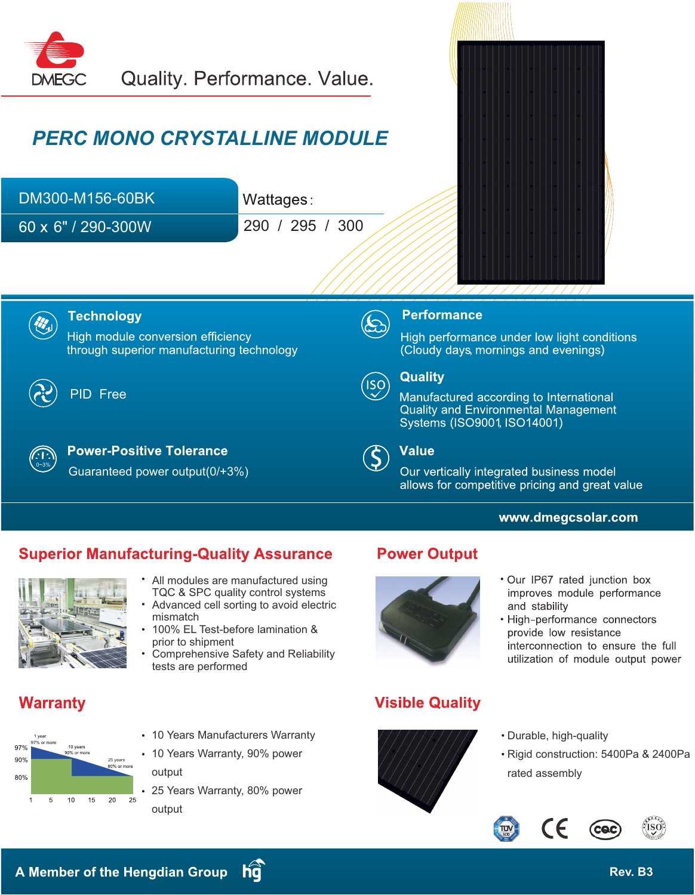DMEGC Quality. Performance. Value.

# PERC MONO CRYSTALLINE MODULE

DM300-M156-60BK

60 x 6" / 290-300W

Wattages:

290 / 295 / 300

### Technology

High module conversion efficiency through superior manufacturing technology

### Performance

High performance under low light conditions (Cloudy days, mornings and evenings)

PID Free

### Quality

Manufactured according to International Quality and Environmental Management Systems (ISO9001, ISO14001)

### Power-Positive Tolerance

Guaranteed power output(0/+3%)

### Value

Our vertically integrated business model allows for competitive pricing and great value

www.dmegcsolar.com

## Superior Manufacturing-Quality Assurance

- All modules are manufactured using TQC & SPC quality control systems
- Advanced cell sorting to avoid electric mismatch
- 100% EL Test-before lamination & prior to shipment
- Comprehensive Safety and Reliability tests are performed

## Power Output

- Our IP67 rated junction box improves module performance and stability
- High-performance connectors provide low resistance interconnection to ensure the full utilization of module output power

## Warranty

1 year 97% or more; 10 years 90% or more; 25 years 80% or more

- 10 Years Manufacturers Warranty
- 10 Years Warranty, 90% power output
- 25 Years Warranty, 80% power output

## Visible Quality

- Durable, high-quality
- Rigid construction: 5400Pa & 2400Pa rated assembly

A Member of the Hengdian Group

Rev. B3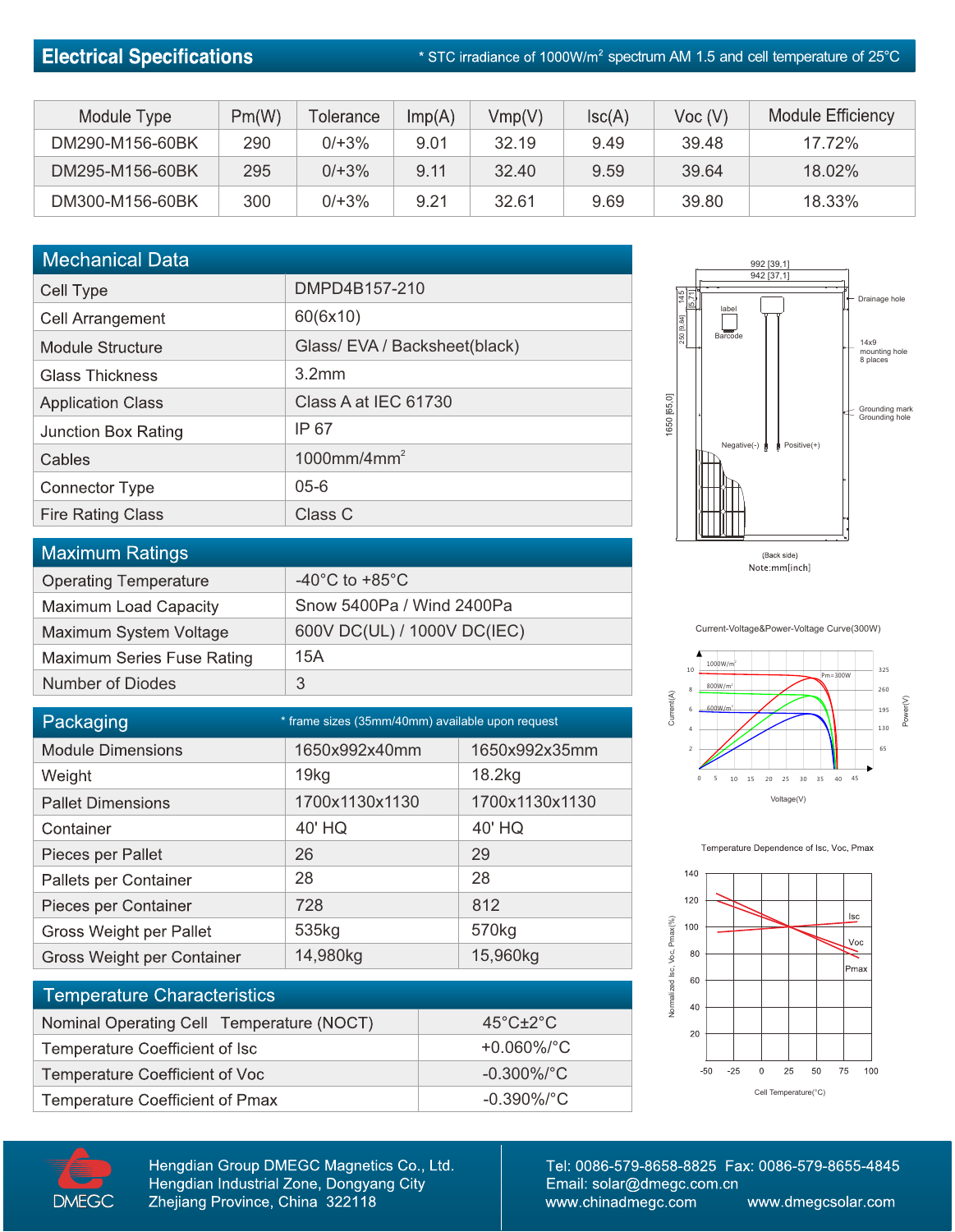## Electrical Specifications

\* STC irradiance of 1000W/m² spectrum AM 1.5 and cell temperature of 25°C

| Module Type | Pm(W) | Tolerance | Imp(A) | Vmp(V) | Isc(A) | Voc (V) | Module Efficiency |
|---|---|---|---|---|---|---|---|
| DM290-M156-60BK | 290 | 0/+3% | 9.01 | 32.19 | 9.49 | 39.48 | 17.72% |
| DM295-M156-60BK | 295 | 0/+3% | 9.11 | 32.40 | 9.59 | 39.64 | 18.02% |
| DM300-M156-60BK | 300 | 0/+3% | 9.21 | 32.61 | 9.69 | 39.80 | 18.33% |

## Mechanical Data

| | |
|---|---|
| Cell Type | DMPD4B157-210 |
| Cell Arrangement | 60(6x10) |
| Module Structure | Glass/ EVA / Backsheet(black) |
| Glass Thickness | 3.2mm |
| Application Class | Class A at IEC 61730 |
| Junction Box Rating | IP 67 |
| Cables | 1000mm/4mm² |
| Connector Type | 05-6 |
| Fire Rating Class | Class C |

992 [39.1]
942 [37.1]
145 [5.71]
250 [9.84]
1650 [65.0]
label
Barcode
Drainage hole
14x9 mounting hole 8 places
Grounding mark
Grounding hole
Negative(-)
Positive(+)
(Back side)
Note:mm[inch]

## Maximum Ratings

| | |
|---|---|
| Operating Temperature | -40°C to +85°C |
| Maximum Load Capacity | Snow 5400Pa / Wind 2400Pa |
| Maximum System Voltage | 600V DC(UL) / 1000V DC(IEC) |
| Maximum Series Fuse Rating | 15A |
| Number of Diodes | 3 |

Current-Voltage&Power-Voltage Curve(300W)

Current(A)
Power(V)
Voltage(V)
1000W/m²
800W/m²
600W/m²
Pm=300W
10
8
6
4
2
325
260
195
130
65
0 5 10 15 20 25 30 35 40 45

## Packaging

\* frame sizes (35mm/40mm) available upon request

| | | |
|---|---|---|
| Module Dimensions | 1650x992x40mm | 1650x992x35mm |
| Weight | 19kg | 18.2kg |
| Pallet Dimensions | 1700x1130x1130 | 1700x1130x1130 |
| Container | 40' HQ | 40' HQ |
| Pieces per Pallet | 26 | 29 |
| Pallets per Container | 28 | 28 |
| Pieces per Container | 728 | 812 |
| Gross Weight per Pallet | 535kg | 570kg |
| Gross Weight per Container | 14,980kg | 15,960kg |

Temperature Dependence of Isc, Voc, Pmax

Normalized Isc, Voc, Pmax(%)
Cell Temperature(°C)
Isc
Voc
Pmax
140
120
100
80
60
40
20
-50 -25 0 25 50 75 100

## Temperature Characteristics

| | |
|---|---|
| Nominal Operating Cell Temperature (NOCT) | 45°C±2°C |
| Temperature Coefficient of Isc | +0.060%/°C |
| Temperature Coefficient of Voc | -0.300%/°C |
| Temperature Coefficient of Pmax | -0.390%/°C |

DMEGC

Hengdian Group DMEGC Magnetics Co., Ltd.
Hengdian Industrial Zone, Dongyang City
Zhejiang Province, China 322118

Tel: 0086-579-8658-8825 Fax: 0086-579-8655-4845
Email: solar@dmegc.com.cn
www.chinadmegc.com www.dmegcsolar.com